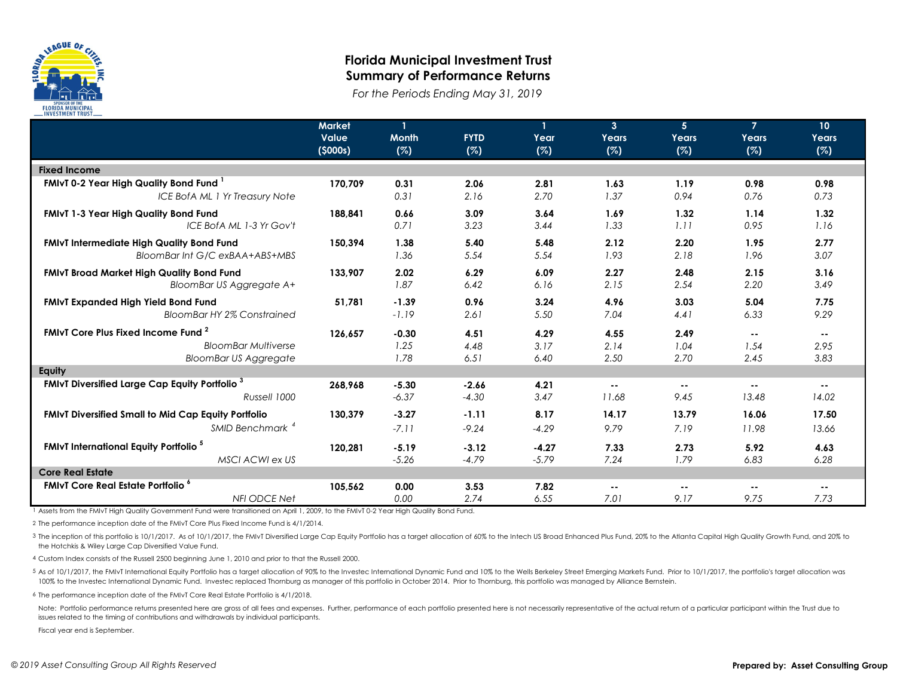# Florida Municipal Investment Trust

## Summary of Performance Returns

*For the Periods Ending May 31, 2019*

| | Market Value ($000s) | 1 Month (%) | FYTD (%) | 1 Year (%) | 3 Years (%) | 5 Years (%) | 7 Years (%) | 10 Years (%) |
|---|---|---|---|---|---|---|---|---|
| **Fixed Income** | | | | | | | | |
| **FMIvT 0-2 Year High Quality Bond Fund** [1] | **170,709** | **0.31** | **2.06** | **2.81** | **1.63** | **1.19** | **0.98** | **0.98** |
| *ICE BofA ML 1 Yr Treasury Note* | | *0.31* | *2.16* | *2.70* | *1.37* | *0.94* | *0.76* | *0.73* |
| **FMIvT 1-3 Year High Quality Bond Fund** | **188,841** | **0.66** | **3.09** | **3.64** | **1.69** | **1.32** | **1.14** | **1.32** |
| *ICE BofA ML 1-3 Yr Gov't* | | *0.71* | *3.23* | *3.44* | *1.33* | *1.11* | *0.95* | *1.16* |
| **FMIvT Intermediate High Quality Bond Fund** | **150,394** | **1.38** | **5.40** | **5.48** | **2.12** | **2.20** | **1.95** | **2.77** |
| *BloomBar Int G/C exBAA+ABS+MBS* | | *1.36* | *5.54* | *5.54* | *1.93* | *2.18* | *1.96* | *3.07* |
| **FMIvT Broad Market High Quality Bond Fund** | **133,907** | **2.02** | **6.29** | **6.09** | **2.27** | **2.48** | **2.15** | **3.16** |
| *BloomBar US Aggregate A+* | | *1.87* | *6.42* | *6.16* | *2.15* | *2.54* | *2.20* | *3.49* |
| **FMIvT Expanded High Yield Bond Fund** | **51,781** | **-1.39** | **0.96** | **3.24** | **4.96** | **3.03** | **5.04** | **7.75** |
| *BloomBar HY 2% Constrained* | | *-1.19* | *2.61* | *5.50* | *7.04* | *4.41* | *6.33* | *9.29* |
| **FMIvT Core Plus Fixed Income Fund** [2] | **126,657** | **-0.30** | **4.51** | **4.29** | **4.55** | **2.49** | **--** | **--** |
| *BloomBar Multiverse* | | *1.25* | *4.48* | *3.17* | *2.14* | *1.04* | *1.54* | *2.95* |
| *BloomBar US Aggregate* | | *1.78* | *6.51* | *6.40* | *2.50* | *2.70* | *2.45* | *3.83* |
| **Equity** | | | | | | | | |
| **FMIvT Diversified Large Cap Equity Portfolio** [3] | **268,968** | **-5.30** | **-2.66** | **4.21** | **--** | **--** | **--** | **--** |
| *Russell 1000* | | *-6.37* | *-4.30* | *3.47* | *11.68* | *9.45* | *13.48* | *14.02* |
| **FMIvT Diversified Small to Mid Cap Equity Portfolio** | **130,379** | **-3.27** | **-1.11** | **8.17** | **14.17** | **13.79** | **16.06** | **17.50** |
| *SMID Benchmark* [4] | | *-7.11* | *-9.24* | *-4.29* | *9.79* | *7.19* | *11.98* | *13.66* |
| **FMIvT International Equity Portfolio** [5] | **120,281** | **-5.19** | **-3.12** | **-4.27** | **7.33** | **2.73** | **5.92** | **4.63** |
| *MSCI ACWI ex US* | | *-5.26* | *-4.79* | *-5.79* | *7.24* | *1.79* | *6.83* | *6.28* |
| **Core Real Estate** | | | | | | | | |
| **FMIvT Core Real Estate Portfolio** [6] | **105,562** | **0.00** | **3.53** | **7.82** | **--** | **--** | **--** | **--** |
| *NFI ODCE Net* | | *0.00* | *2.74* | *6.55* | *7.01* | *9.17* | *9.75* | *7.73* |

1 Assets from the FMIvT High Quality Government Fund were transitioned on April 1, 2009, to the FMIvT 0-2 Year High Quality Bond Fund.

2 The performance inception date of the FMIvT Core Plus Fixed Income Fund is 4/1/2014.

3 The inception of this portfolio is 10/1/2017. As of 10/1/2017, the FMIvT Diversified Large Cap Equity Portfolio has a target allocation of 60% to the Intech US Broad Enhanced Plus Fund, 20% to the Atlanta Capital High Quality Growth Fund, and 20% to the Hotchkis & Wiley Large Cap Diversified Value Fund.

4 Custom Index consists of the Russell 2500 beginning June 1, 2010 and prior to that the Russell 2000.

5 As of 10/1/2017, the FMIvT International Equity Portfolio has a target allocation of 90% to the Investec International Dynamic Fund and 10% to the Wells Berkeley Street Emerging Markets Fund. Prior to 10/1/2017, the portfolio's target allocation was 100% to the Investec International Dynamic Fund. Investec replaced Thornburg as manager of this portfolio in October 2014. Prior to Thornburg, this portfolio was managed by Alliance Bernstein.

6 The performance inception date of the FMIvT Core Real Estate Portfolio is 4/1/2018.

Note: Portfolio performance returns presented here are gross of all fees and expenses. Further, performance of each portfolio presented here is not necessarily representative of the actual return of a particular participant within the Trust due to issues related to the timing of contributions and withdrawals by individual participants.

Fiscal year end is September.

*© 2019 Asset Consulting Group All Rights Reserved*

**Prepared by: Asset Consulting Group**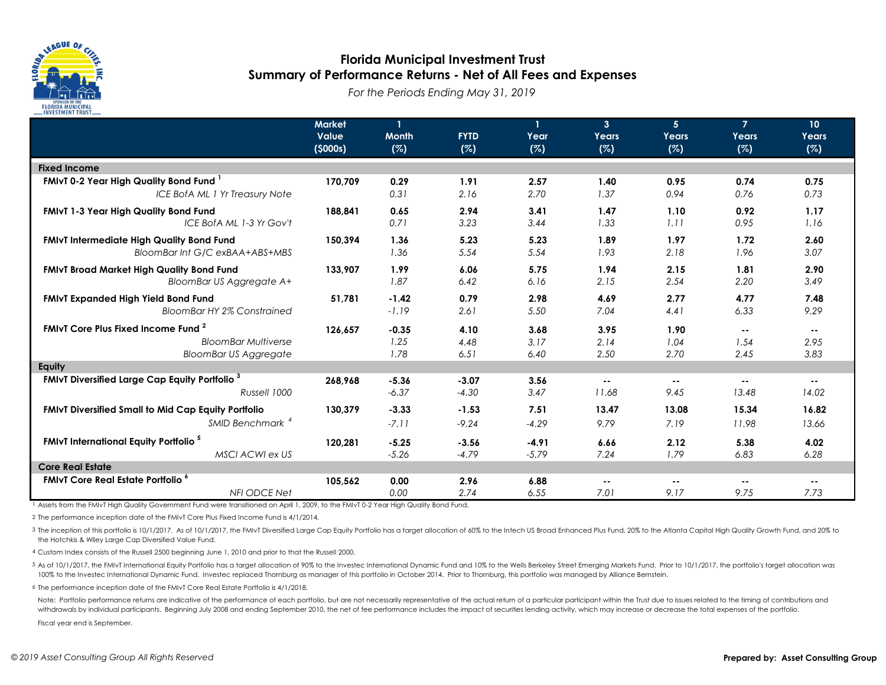# Florida Municipal Investment Trust

## Summary of Performance Returns - Net of All Fees and Expenses

*For the Periods Ending May 31, 2019*

| | Market Value ($000s) | 1 Month (%) | FYTD (%) | 1 Year (%) | 3 Years (%) | 5 Years (%) | 7 Years (%) | 10 Years (%) |
|---|---|---|---|---|---|---|---|---|
| **Fixed Income** | | | | | | | | |
| **FMIvT 0-2 Year High Quality Bond Fund [1]** | **170,709** | **0.29** | **1.91** | **2.57** | **1.40** | **0.95** | **0.74** | **0.75** |
| *ICE BofA ML 1 Yr Treasury Note* | | *0.31* | *2.16* | *2.70* | *1.37* | *0.94* | *0.76* | *0.73* |
| **FMIvT 1-3 Year High Quality Bond Fund** | **188,841** | **0.65** | **2.94** | **3.41** | **1.47** | **1.10** | **0.92** | **1.17** |
| *ICE BofA ML 1-3 Yr Gov't* | | *0.71* | *3.23* | *3.44* | *1.33* | *1.11* | *0.95* | *1.16* |
| **FMIvT Intermediate High Quality Bond Fund** | **150,394** | **1.36** | **5.23** | **5.23** | **1.89** | **1.97** | **1.72** | **2.60** |
| *BloomBar Int G/C exBAA+ABS+MBS* | | *1.36* | *5.54* | *5.54* | *1.93* | *2.18* | *1.96* | *3.07* |
| **FMIvT Broad Market High Quality Bond Fund** | **133,907** | **1.99** | **6.06** | **5.75** | **1.94** | **2.15** | **1.81** | **2.90** |
| *BloomBar US Aggregate A+* | | *1.87* | *6.42* | *6.16* | *2.15* | *2.54* | *2.20* | *3.49* |
| **FMIvT Expanded High Yield Bond Fund** | **51,781** | **-1.42** | **0.79** | **2.98** | **4.69** | **2.77** | **4.77** | **7.48** |
| *BloomBar HY 2% Constrained* | | *-1.19* | *2.61* | *5.50* | *7.04* | *4.41* | *6.33* | *9.29* |
| **FMIvT Core Plus Fixed Income Fund [2]** | **126,657** | **-0.35** | **4.10** | **3.68** | **3.95** | **1.90** | **--** | **--** |
| *BloomBar Multiverse* | | *1.25* | *4.48* | *3.17* | *2.14* | *1.04* | *1.54* | *2.95* |
| *BloomBar US Aggregate* | | *1.78* | *6.51* | *6.40* | *2.50* | *2.70* | *2.45* | *3.83* |
| **Equity** | | | | | | | | |
| **FMIvT Diversified Large Cap Equity Portfolio [3]** | **268,968** | **-5.36** | **-3.07** | **3.56** | **--** | **--** | **--** | **--** |
| *Russell 1000* | | *-6.37* | *-4.30* | *3.47* | *11.68* | *9.45* | *13.48* | *14.02* |
| **FMIvT Diversified Small to Mid Cap Equity Portfolio** | **130,379** | **-3.33** | **-1.53** | **7.51** | **13.47** | **13.08** | **15.34** | **16.82** |
| *SMID Benchmark [4]* | | *-7.11* | *-9.24* | *-4.29* | *9.79* | *7.19* | *11.98* | *13.66* |
| **FMIvT International Equity Portfolio [5]** | **120,281** | **-5.25** | **-3.56** | **-4.91** | **6.66** | **2.12** | **5.38** | **4.02** |
| *MSCI ACWI ex US* | | *-5.26* | *-4.79* | *-5.79* | *7.24* | *1.79* | *6.83* | *6.28* |
| **Core Real Estate** | | | | | | | | |
| **FMIvT Core Real Estate Portfolio [6]** | **105,562** | **0.00** | **2.96** | **6.88** | **--** | **--** | **--** | **--** |
| *NFI ODCE Net* | | *0.00* | *2.74* | *6.55* | *7.01* | *9.17* | *9.75* | *7.73* |

1 Assets from the FMIvT High Quality Government Fund were transitioned on April 1, 2009, to the FMIvT 0-2 Year High Quality Bond Fund.

2 The performance inception date of the FMIvT Core Plus Fixed Income Fund is 4/1/2014.

3 The inception of this portfolio is 10/1/2017. As of 10/1/2017, the FMIvT Diversified Large Cap Equity Portfolio has a target allocation of 60% to the Intech US Broad Enhanced Plus Fund, 20% to the Atlanta Capital High Quality Growth Fund, and 20% to the Hotchkis & Wiley Large Cap Diversified Value Fund.

4 Custom Index consists of the Russell 2500 beginning June 1, 2010 and prior to that the Russell 2000.

5 As of 10/1/2017, the FMIvT International Equity Portfolio has a target allocation of 90% to the Investec International Dynamic Fund and 10% to the Wells Berkeley Street Emerging Markets Fund. Prior to 10/1/2017, the portfolio's target allocation was 100% to the Investec International Dynamic Fund. Investec replaced Thornburg as manager of this portfolio in October 2014. Prior to Thornburg, this portfolio was managed by Alliance Bernstein.

6 The performance inception date of the FMIvT Core Real Estate Portfolio is 4/1/2018.

Note: Portfolio performance returns are indicative of the performance of each portfolio, but are not necessarily representative of the actual return of a particular participant within the Trust due to issues related to the timing of contributions and withdrawals by individual participants. Beginning July 2008 and ending September 2010, the net of fee performance includes the impact of securities lending activity, which may increase or decrease the total expenses of the portfolio.

Fiscal year end is September.

*© 2019 Asset Consulting Group All Rights Reserved*

**Prepared by: Asset Consulting Group**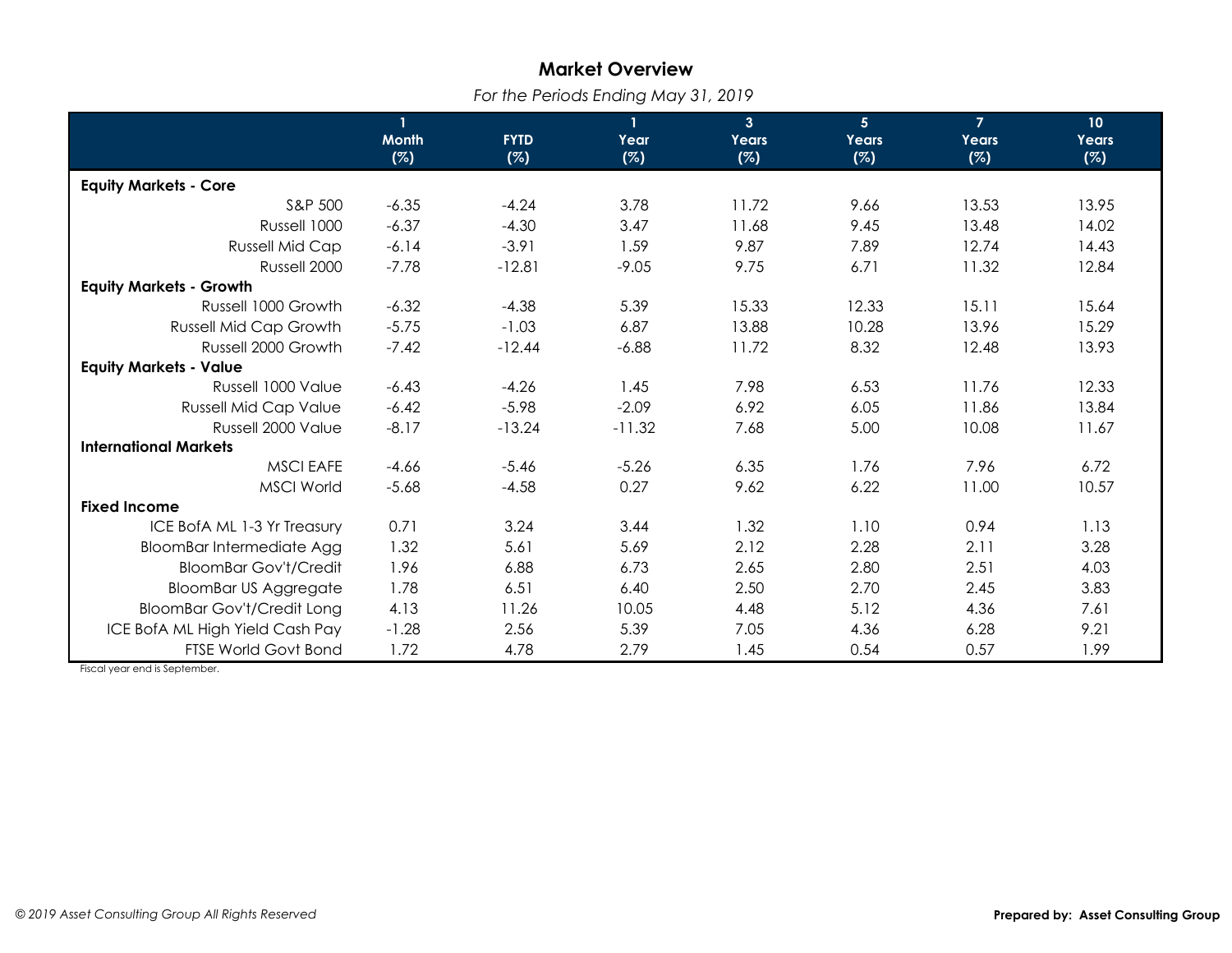# Market Overview

*For the Periods Ending May 31, 2019*

| | 1 Month (%) | FYTD (%) | 1 Year (%) | 3 Years (%) | 5 Years (%) | 7 Years (%) | 10 Years (%) |
|---|---|---|---|---|---|---|---|
| **Equity Markets - Core** | | | | | | | |
| S&P 500 | -6.35 | -4.24 | 3.78 | 11.72 | 9.66 | 13.53 | 13.95 |
| Russell 1000 | -6.37 | -4.30 | 3.47 | 11.68 | 9.45 | 13.48 | 14.02 |
| Russell Mid Cap | -6.14 | -3.91 | 1.59 | 9.87 | 7.89 | 12.74 | 14.43 |
| Russell 2000 | -7.78 | -12.81 | -9.05 | 9.75 | 6.71 | 11.32 | 12.84 |
| **Equity Markets - Growth** | | | | | | | |
| Russell 1000 Growth | -6.32 | -4.38 | 5.39 | 15.33 | 12.33 | 15.11 | 15.64 |
| Russell Mid Cap Growth | -5.75 | -1.03 | 6.87 | 13.88 | 10.28 | 13.96 | 15.29 |
| Russell 2000 Growth | -7.42 | -12.44 | -6.88 | 11.72 | 8.32 | 12.48 | 13.93 |
| **Equity Markets - Value** | | | | | | | |
| Russell 1000 Value | -6.43 | -4.26 | 1.45 | 7.98 | 6.53 | 11.76 | 12.33 |
| Russell Mid Cap Value | -6.42 | -5.98 | -2.09 | 6.92 | 6.05 | 11.86 | 13.84 |
| Russell 2000 Value | -8.17 | -13.24 | -11.32 | 7.68 | 5.00 | 10.08 | 11.67 |
| **International Markets** | | | | | | | |
| MSCI EAFE | -4.66 | -5.46 | -5.26 | 6.35 | 1.76 | 7.96 | 6.72 |
| MSCI World | -5.68 | -4.58 | 0.27 | 9.62 | 6.22 | 11.00 | 10.57 |
| **Fixed Income** | | | | | | | |
| ICE BofA ML 1-3 Yr Treasury | 0.71 | 3.24 | 3.44 | 1.32 | 1.10 | 0.94 | 1.13 |
| BloomBar Intermediate Agg | 1.32 | 5.61 | 5.69 | 2.12 | 2.28 | 2.11 | 3.28 |
| BloomBar Gov't/Credit | 1.96 | 6.88 | 6.73 | 2.65 | 2.80 | 2.51 | 4.03 |
| BloomBar US Aggregate | 1.78 | 6.51 | 6.40 | 2.50 | 2.70 | 2.45 | 3.83 |
| BloomBar Gov't/Credit Long | 4.13 | 11.26 | 10.05 | 4.48 | 5.12 | 4.36 | 7.61 |
| ICE BofA ML High Yield Cash Pay | -1.28 | 2.56 | 5.39 | 7.05 | 4.36 | 6.28 | 9.21 |
| FTSE World Govt Bond | 1.72 | 4.78 | 2.79 | 1.45 | 0.54 | 0.57 | 1.99 |

Fiscal year end is September.

*© 2019 Asset Consulting Group All Rights Reserved*

**Prepared by: Asset Consulting Group**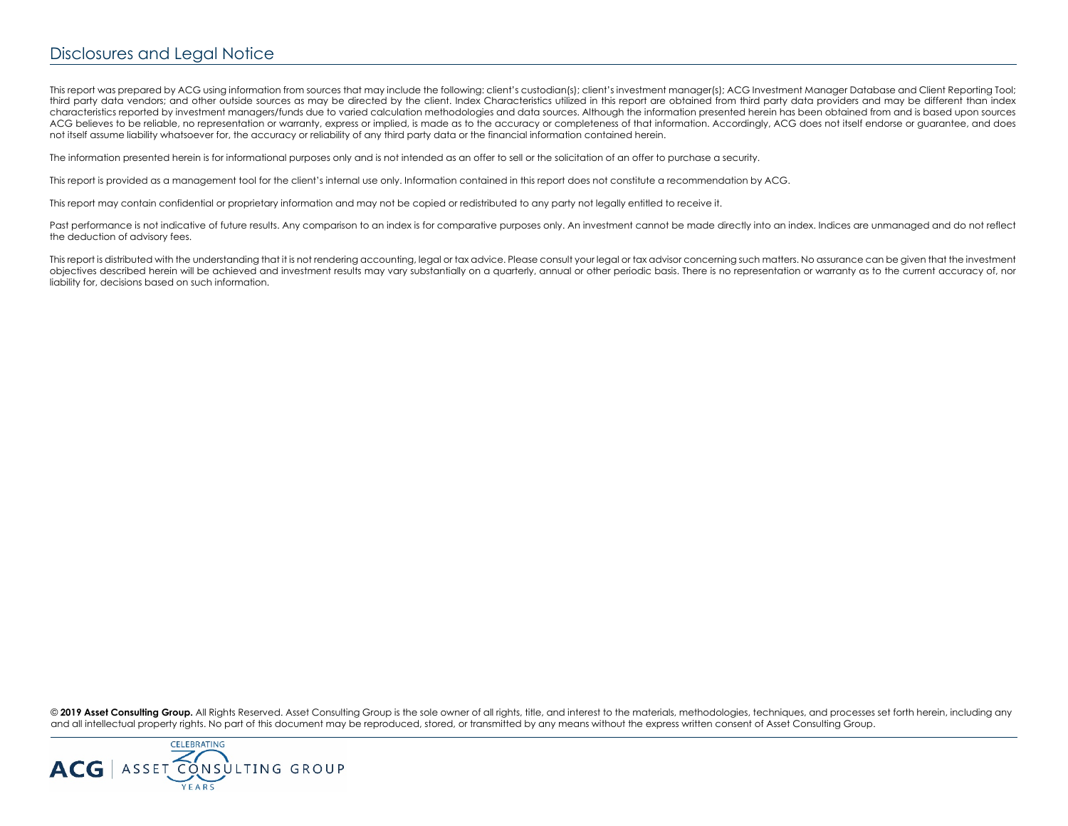# Disclosures and Legal Notice

This report was prepared by ACG using information from sources that may include the following: client's custodian(s); client's investment manager(s); ACG Investment Manager Database and Client Reporting Tool; third party data vendors; and other outside sources as may be directed by the client. Index Characteristics utilized in this report are obtained from third party data providers and may be different than index characteristics reported by investment managers/funds due to varied calculation methodologies and data sources. Although the information presented herein has been obtained from and is based upon sources ACG believes to be reliable, no representation or warranty, express or implied, is made as to the accuracy or completeness of that information. Accordingly, ACG does not itself endorse or guarantee, and does not itself assume liability whatsoever for, the accuracy or reliability of any third party data or the financial information contained herein.

The information presented herein is for informational purposes only and is not intended as an offer to sell or the solicitation of an offer to purchase a security.

This report is provided as a management tool for the client's internal use only. Information contained in this report does not constitute a recommendation by ACG.

This report may contain confidential or proprietary information and may not be copied or redistributed to any party not legally entitled to receive it.

Past performance is not indicative of future results. Any comparison to an index is for comparative purposes only. An investment cannot be made directly into an index. Indices are unmanaged and do not reflect the deduction of advisory fees.

This report is distributed with the understanding that it is not rendering accounting, legal or tax advice. Please consult your legal or tax advisor concerning such matters. No assurance can be given that the investment objectives described herein will be achieved and investment results may vary substantially on a quarterly, annual or other periodic basis. There is no representation or warranty as to the current accuracy of, nor liability for, decisions based on such information.

© **2019 Asset Consulting Group.** All Rights Reserved. Asset Consulting Group is the sole owner of all rights, title, and interest to the materials, methodologies, techniques, and processes set forth herein, including any and all intellectual property rights. No part of this document may be reproduced, stored, or transmitted by any means without the express written consent of Asset Consulting Group.

ACG | ASSET CONSULTING GROUP — CELEBRATING 30 YEARS